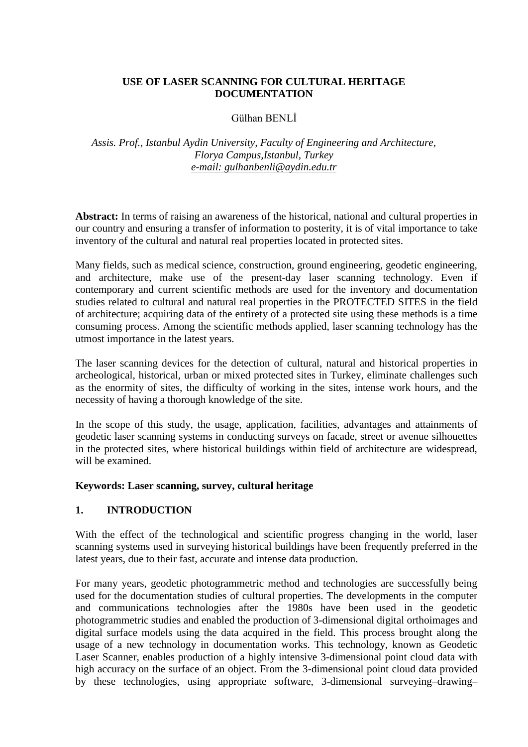# USE OF LASER SCANNING FOR CULTURAL HERITAGE DOCUMENTATION

Gülhan BENLİ

*Assis. Prof., Istanbul Aydin University, Faculty of Engineering and Architecture, Florya Campus,Istanbul, Turkey*
*e-mail: gulhanbenli@aydin.edu.tr*

**Abstract:** In terms of raising an awareness of the historical, national and cultural properties in our country and ensuring a transfer of information to posterity, it is of vital importance to take inventory of the cultural and natural real properties located in protected sites.

Many fields, such as medical science, construction, ground engineering, geodetic engineering, and architecture, make use of the present-day laser scanning technology. Even if contemporary and current scientific methods are used for the inventory and documentation studies related to cultural and natural real properties in the PROTECTED SITES in the field of architecture; acquiring data of the entirety of a protected site using these methods is a time consuming process. Among the scientific methods applied, laser scanning technology has the utmost importance in the latest years.

The laser scanning devices for the detection of cultural, natural and historical properties in archeological, historical, urban or mixed protected sites in Turkey, eliminate challenges such as the enormity of sites, the difficulty of working in the sites, intense work hours, and the necessity of having a thorough knowledge of the site.

In the scope of this study, the usage, application, facilities, advantages and attainments of geodetic laser scanning systems in conducting surveys on facade, street or avenue silhouettes in the protected sites, where historical buildings within field of architecture are widespread, will be examined.

**Keywords: Laser scanning, survey, cultural heritage**

## 1. INTRODUCTION

With the effect of the technological and scientific progress changing in the world, laser scanning systems used in surveying historical buildings have been frequently preferred in the latest years, due to their fast, accurate and intense data production.

For many years, geodetic photogrammetric method and technologies are successfully being used for the documentation studies of cultural properties. The developments in the computer and communications technologies after the 1980s have been used in the geodetic photogrammetric studies and enabled the production of 3-dimensional digital orthoimages and digital surface models using the data acquired in the field. This process brought along the usage of a new technology in documentation works. This technology, known as Geodetic Laser Scanner, enables production of a highly intensive 3-dimensional point cloud data with high accuracy on the surface of an object. From the 3-dimensional point cloud data provided by these technologies, using appropriate software, 3-dimensional surveying–drawing–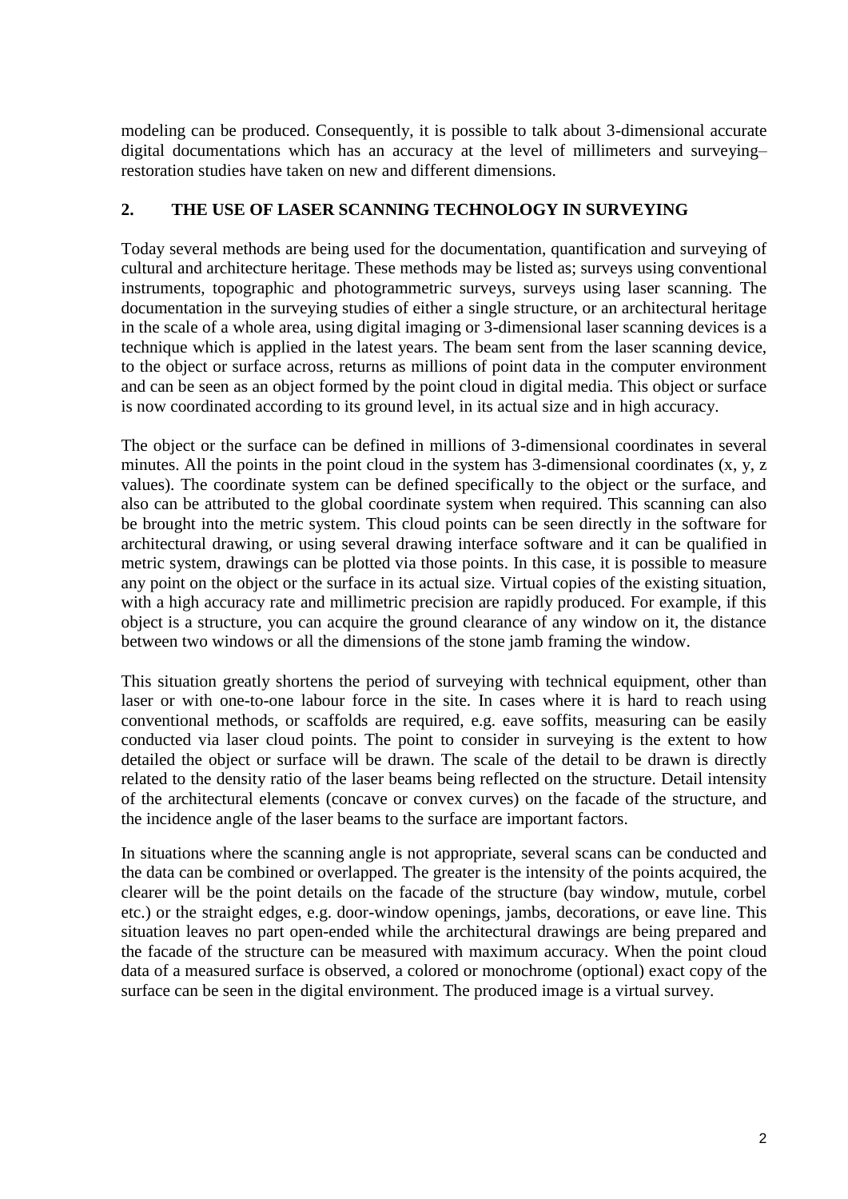modeling can be produced. Consequently, it is possible to talk about 3-dimensional accurate digital documentations which has an accuracy at the level of millimeters and surveying–restoration studies have taken on new and different dimensions.

## 2. THE USE OF LASER SCANNING TECHNOLOGY IN SURVEYING

Today several methods are being used for the documentation, quantification and surveying of cultural and architecture heritage. These methods may be listed as; surveys using conventional instruments, topographic and photogrammetric surveys, surveys using laser scanning. The documentation in the surveying studies of either a single structure, or an architectural heritage in the scale of a whole area, using digital imaging or 3-dimensional laser scanning devices is a technique which is applied in the latest years. The beam sent from the laser scanning device, to the object or surface across, returns as millions of point data in the computer environment and can be seen as an object formed by the point cloud in digital media. This object or surface is now coordinated according to its ground level, in its actual size and in high accuracy.

The object or the surface can be defined in millions of 3-dimensional coordinates in several minutes. All the points in the point cloud in the system has 3-dimensional coordinates (x, y, z values). The coordinate system can be defined specifically to the object or the surface, and also can be attributed to the global coordinate system when required. This scanning can also be brought into the metric system. This cloud points can be seen directly in the software for architectural drawing, or using several drawing interface software and it can be qualified in metric system, drawings can be plotted via those points. In this case, it is possible to measure any point on the object or the surface in its actual size. Virtual copies of the existing situation, with a high accuracy rate and millimetric precision are rapidly produced. For example, if this object is a structure, you can acquire the ground clearance of any window on it, the distance between two windows or all the dimensions of the stone jamb framing the window.

This situation greatly shortens the period of surveying with technical equipment, other than laser or with one-to-one labour force in the site. In cases where it is hard to reach using conventional methods, or scaffolds are required, e.g. eave soffits, measuring can be easily conducted via laser cloud points. The point to consider in surveying is the extent to how detailed the object or surface will be drawn. The scale of the detail to be drawn is directly related to the density ratio of the laser beams being reflected on the structure. Detail intensity of the architectural elements (concave or convex curves) on the facade of the structure, and the incidence angle of the laser beams to the surface are important factors.

In situations where the scanning angle is not appropriate, several scans can be conducted and the data can be combined or overlapped. The greater is the intensity of the points acquired, the clearer will be the point details on the facade of the structure (bay window, mutule, corbel etc.) or the straight edges, e.g. door-window openings, jambs, decorations, or eave line. This situation leaves no part open-ended while the architectural drawings are being prepared and the facade of the structure can be measured with maximum accuracy. When the point cloud data of a measured surface is observed, a colored or monochrome (optional) exact copy of the surface can be seen in the digital environment. The produced image is a virtual survey.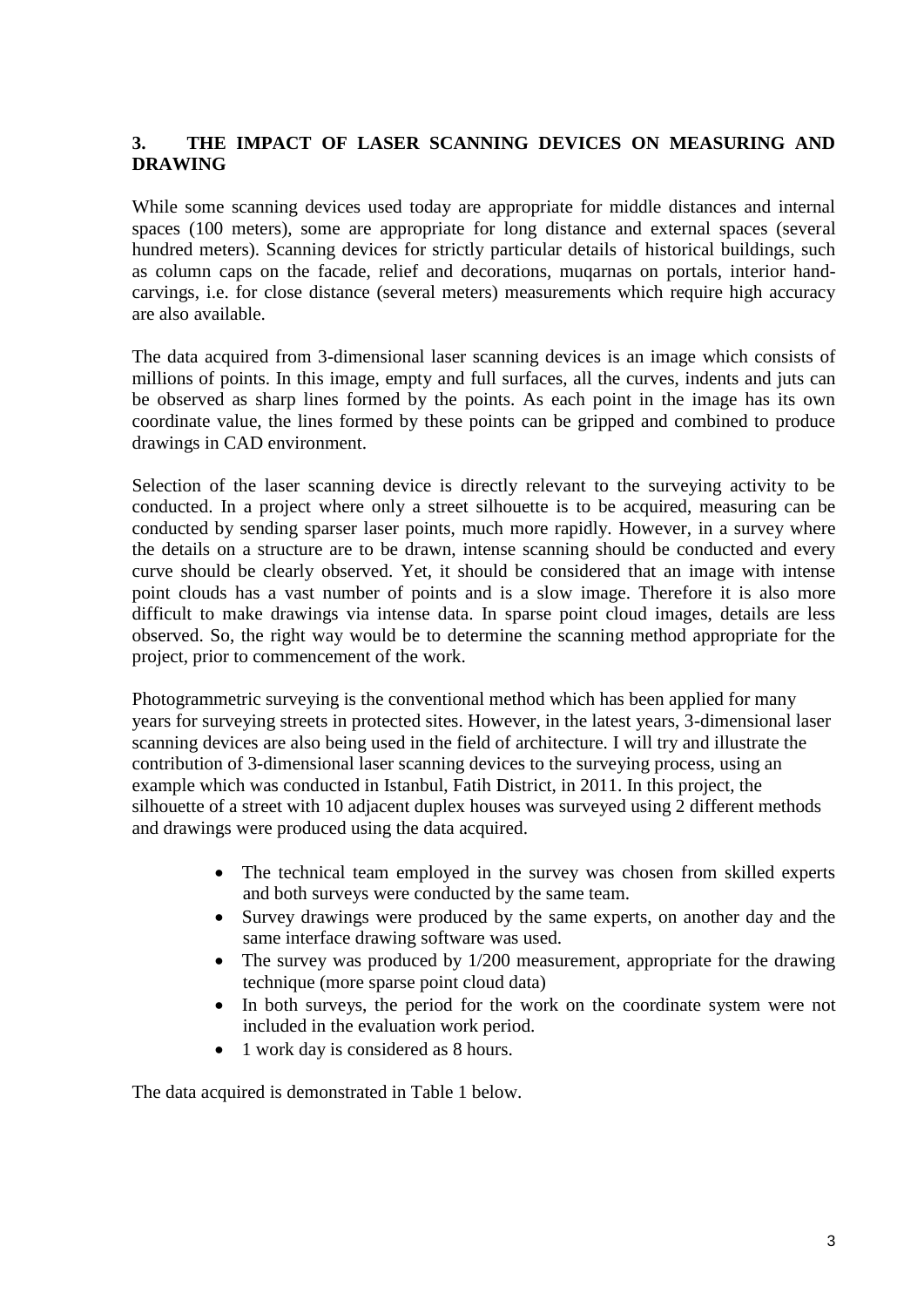## 3. THE IMPACT OF LASER SCANNING DEVICES ON MEASURING AND DRAWING

While some scanning devices used today are appropriate for middle distances and internal spaces (100 meters), some are appropriate for long distance and external spaces (several hundred meters). Scanning devices for strictly particular details of historical buildings, such as column caps on the facade, relief and decorations, muqarnas on portals, interior hand-carvings, i.e. for close distance (several meters) measurements which require high accuracy are also available.

The data acquired from 3-dimensional laser scanning devices is an image which consists of millions of points. In this image, empty and full surfaces, all the curves, indents and juts can be observed as sharp lines formed by the points. As each point in the image has its own coordinate value, the lines formed by these points can be gripped and combined to produce drawings in CAD environment.

Selection of the laser scanning device is directly relevant to the surveying activity to be conducted. In a project where only a street silhouette is to be acquired, measuring can be conducted by sending sparser laser points, much more rapidly. However, in a survey where the details on a structure are to be drawn, intense scanning should be conducted and every curve should be clearly observed. Yet, it should be considered that an image with intense point clouds has a vast number of points and is a slow image. Therefore it is also more difficult to make drawings via intense data. In sparse point cloud images, details are less observed. So, the right way would be to determine the scanning method appropriate for the project, prior to commencement of the work.

Photogrammetric surveying is the conventional method which has been applied for many years for surveying streets in protected sites. However, in the latest years, 3-dimensional laser scanning devices are also being used in the field of architecture. I will try and illustrate the contribution of 3-dimensional laser scanning devices to the surveying process, using an example which was conducted in Istanbul, Fatih District, in 2011. In this project, the silhouette of a street with 10 adjacent duplex houses was surveyed using 2 different methods and drawings were produced using the data acquired.

- The technical team employed in the survey was chosen from skilled experts and both surveys were conducted by the same team.
- Survey drawings were produced by the same experts, on another day and the same interface drawing software was used.
- The survey was produced by 1/200 measurement, appropriate for the drawing technique (more sparse point cloud data)
- In both surveys, the period for the work on the coordinate system were not included in the evaluation work period.
- 1 work day is considered as 8 hours.

The data acquired is demonstrated in Table 1 below.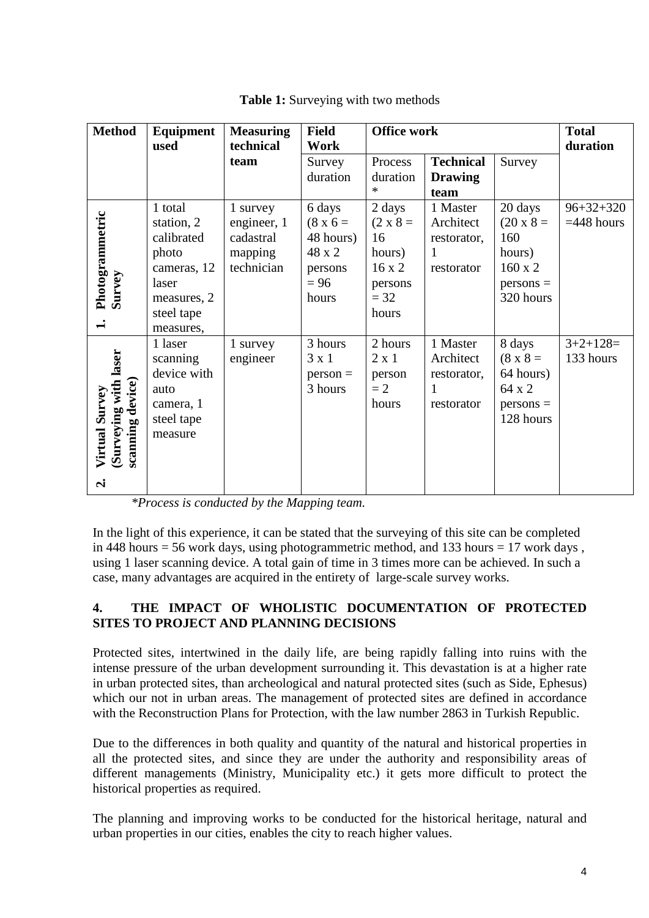**Table 1:** Surveying with two methods

| Method | Equipment used | Measuring technical team | Field Work | Office work | | | Total duration |
|---|---|---|---|---|---|---|---|
| | | | Survey duration | Process duration * | **Technical Drawing team** | Survey | |
| 1. Photogrammetric Survey | 1 total station, 2 calibrated photo cameras, 12 laser measures, 2 steel tape measures, | 1 survey engineer, 1 cadastral mapping technician | 6 days (8 x 6 = 48 hours) 48 x 2 persons = 96 hours | 2 days (2 x 8 = 16 hours) 16 x 2 persons = 32 hours | 1 Master Architect restorator, 1 restorator | 20 days (20 x 8 = 160 hours) 160 x 2 persons = 320 hours | 96+32+320 =448 hours |
| 2. Virtual Survey (Surveying with laser scanning device) | 1 laser scanning device with auto camera, 1 steel tape measure | 1 survey engineer | 3 hours 3 x 1 person = 3 hours | 2 hours 2 x 1 person = 2 hours | 1 Master Architect restorator, 1 restorator | 8 days (8 x 8 = 64 hours) 64 x 2 persons = 128 hours | 3+2+128= 133 hours |

*\*Process is conducted by the Mapping team.*

In the light of this experience, it can be stated that the surveying of this site can be completed in 448 hours = 56 work days, using photogrammetric method, and 133 hours = 17 work days , using 1 laser scanning device. A total gain of time in 3 times more can be achieved. In such a case, many advantages are acquired in the entirety of large-scale survey works.

## 4. THE IMPACT OF WHOLISTIC DOCUMENTATION OF PROTECTED SITES TO PROJECT AND PLANNING DECISIONS

Protected sites, intertwined in the daily life, are being rapidly falling into ruins with the intense pressure of the urban development surrounding it. This devastation is at a higher rate in urban protected sites, than archeological and natural protected sites (such as Side, Ephesus) which our not in urban areas. The management of protected sites are defined in accordance with the Reconstruction Plans for Protection, with the law number 2863 in Turkish Republic.

Due to the differences in both quality and quantity of the natural and historical properties in all the protected sites, and since they are under the authority and responsibility areas of different managements (Ministry, Municipality etc.) it gets more difficult to protect the historical properties as required.

The planning and improving works to be conducted for the historical heritage, natural and urban properties in our cities, enables the city to reach higher values.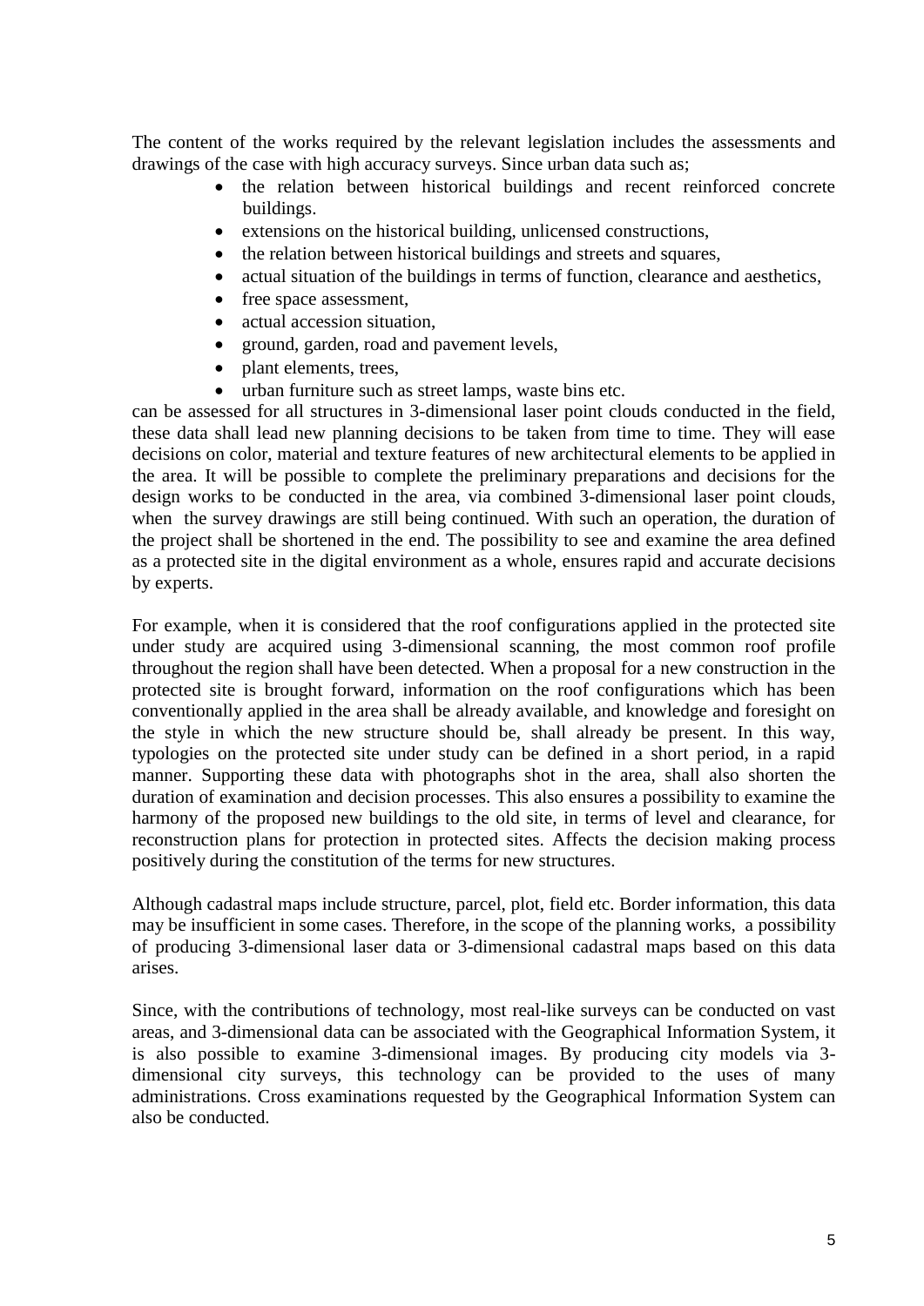The content of the works required by the relevant legislation includes the assessments and drawings of the case with high accuracy surveys. Since urban data such as;

- the relation between historical buildings and recent reinforced concrete buildings.
- extensions on the historical building, unlicensed constructions,
- the relation between historical buildings and streets and squares,
- actual situation of the buildings in terms of function, clearance and aesthetics,
- free space assessment,
- actual accession situation,
- ground, garden, road and pavement levels,
- plant elements, trees,
- urban furniture such as street lamps, waste bins etc.

can be assessed for all structures in 3-dimensional laser point clouds conducted in the field, these data shall lead new planning decisions to be taken from time to time. They will ease decisions on color, material and texture features of new architectural elements to be applied in the area. It will be possible to complete the preliminary preparations and decisions for the design works to be conducted in the area, via combined 3-dimensional laser point clouds, when the survey drawings are still being continued. With such an operation, the duration of the project shall be shortened in the end. The possibility to see and examine the area defined as a protected site in the digital environment as a whole, ensures rapid and accurate decisions by experts.

For example, when it is considered that the roof configurations applied in the protected site under study are acquired using 3-dimensional scanning, the most common roof profile throughout the region shall have been detected. When a proposal for a new construction in the protected site is brought forward, information on the roof configurations which has been conventionally applied in the area shall be already available, and knowledge and foresight on the style in which the new structure should be, shall already be present. In this way, typologies on the protected site under study can be defined in a short period, in a rapid manner. Supporting these data with photographs shot in the area, shall also shorten the duration of examination and decision processes. This also ensures a possibility to examine the harmony of the proposed new buildings to the old site, in terms of level and clearance, for reconstruction plans for protection in protected sites. Affects the decision making process positively during the constitution of the terms for new structures.

Although cadastral maps include structure, parcel, plot, field etc. Border information, this data may be insufficient in some cases. Therefore, in the scope of the planning works, a possibility of producing 3-dimensional laser data or 3-dimensional cadastral maps based on this data arises.

Since, with the contributions of technology, most real-like surveys can be conducted on vast areas, and 3-dimensional data can be associated with the Geographical Information System, it is also possible to examine 3-dimensional images. By producing city models via 3-dimensional city surveys, this technology can be provided to the uses of many administrations. Cross examinations requested by the Geographical Information System can also be conducted.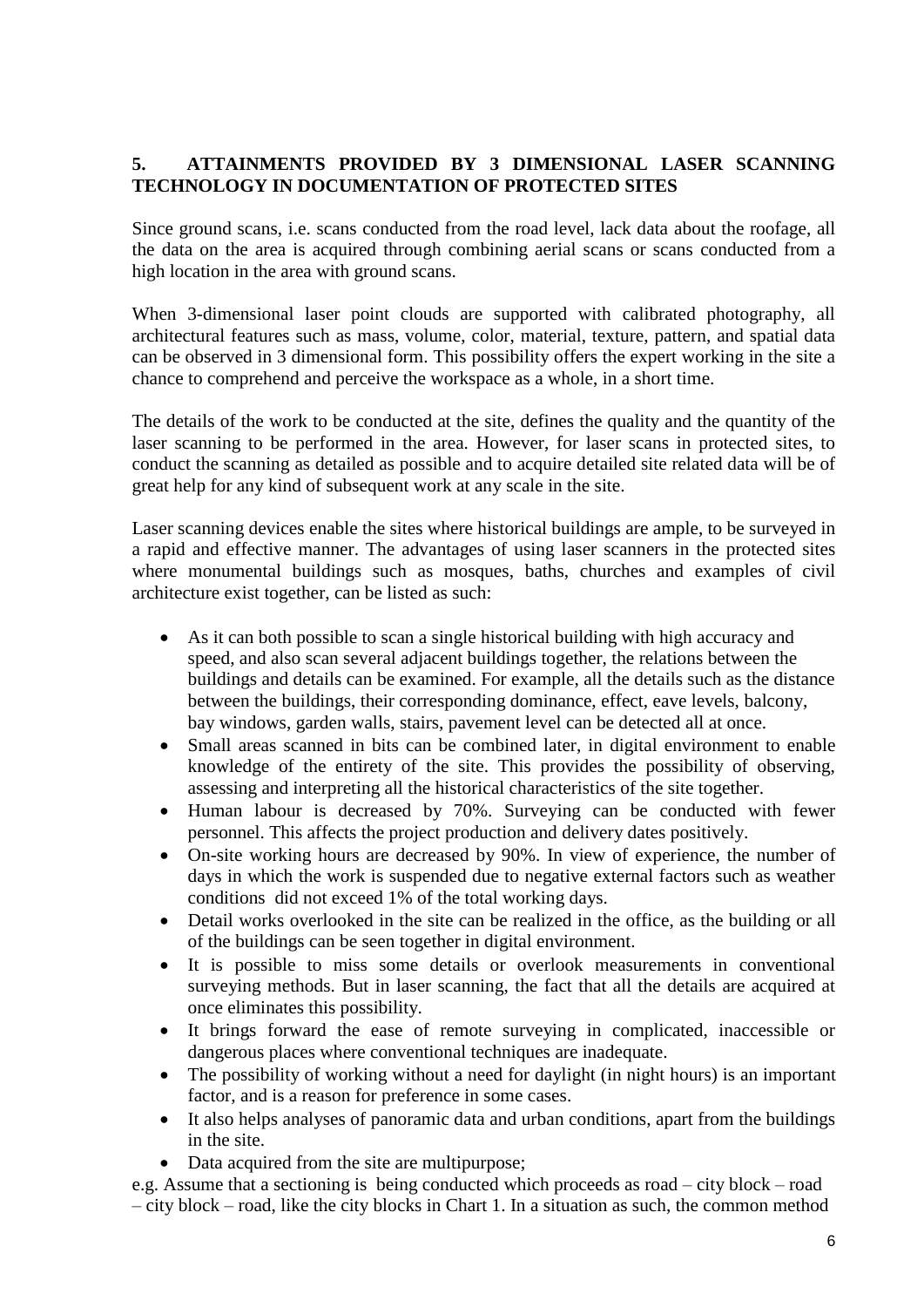## 5. ATTAINMENTS PROVIDED BY 3 DIMENSIONAL LASER SCANNING TECHNOLOGY IN DOCUMENTATION OF PROTECTED SITES

Since ground scans, i.e. scans conducted from the road level, lack data about the roofage, all the data on the area is acquired through combining aerial scans or scans conducted from a high location in the area with ground scans.

When 3-dimensional laser point clouds are supported with calibrated photography, all architectural features such as mass, volume, color, material, texture, pattern, and spatial data can be observed in 3 dimensional form. This possibility offers the expert working in the site a chance to comprehend and perceive the workspace as a whole, in a short time.

The details of the work to be conducted at the site, defines the quality and the quantity of the laser scanning to be performed in the area. However, for laser scans in protected sites, to conduct the scanning as detailed as possible and to acquire detailed site related data will be of great help for any kind of subsequent work at any scale in the site.

Laser scanning devices enable the sites where historical buildings are ample, to be surveyed in a rapid and effective manner. The advantages of using laser scanners in the protected sites where monumental buildings such as mosques, baths, churches and examples of civil architecture exist together, can be listed as such:

- As it can both possible to scan a single historical building with high accuracy and speed, and also scan several adjacent buildings together, the relations between the buildings and details can be examined. For example, all the details such as the distance between the buildings, their corresponding dominance, effect, eave levels, balcony, bay windows, garden walls, stairs, pavement level can be detected all at once.
- Small areas scanned in bits can be combined later, in digital environment to enable knowledge of the entirety of the site. This provides the possibility of observing, assessing and interpreting all the historical characteristics of the site together.
- Human labour is decreased by 70%. Surveying can be conducted with fewer personnel. This affects the project production and delivery dates positively.
- On-site working hours are decreased by 90%. In view of experience, the number of days in which the work is suspended due to negative external factors such as weather conditions did not exceed 1% of the total working days.
- Detail works overlooked in the site can be realized in the office, as the building or all of the buildings can be seen together in digital environment.
- It is possible to miss some details or overlook measurements in conventional surveying methods. But in laser scanning, the fact that all the details are acquired at once eliminates this possibility.
- It brings forward the ease of remote surveying in complicated, inaccessible or dangerous places where conventional techniques are inadequate.
- The possibility of working without a need for daylight (in night hours) is an important factor, and is a reason for preference in some cases.
- It also helps analyses of panoramic data and urban conditions, apart from the buildings in the site.
- Data acquired from the site are multipurpose;

e.g. Assume that a sectioning is being conducted which proceeds as road – city block – road – city block – road, like the city blocks in Chart 1. In a situation as such, the common method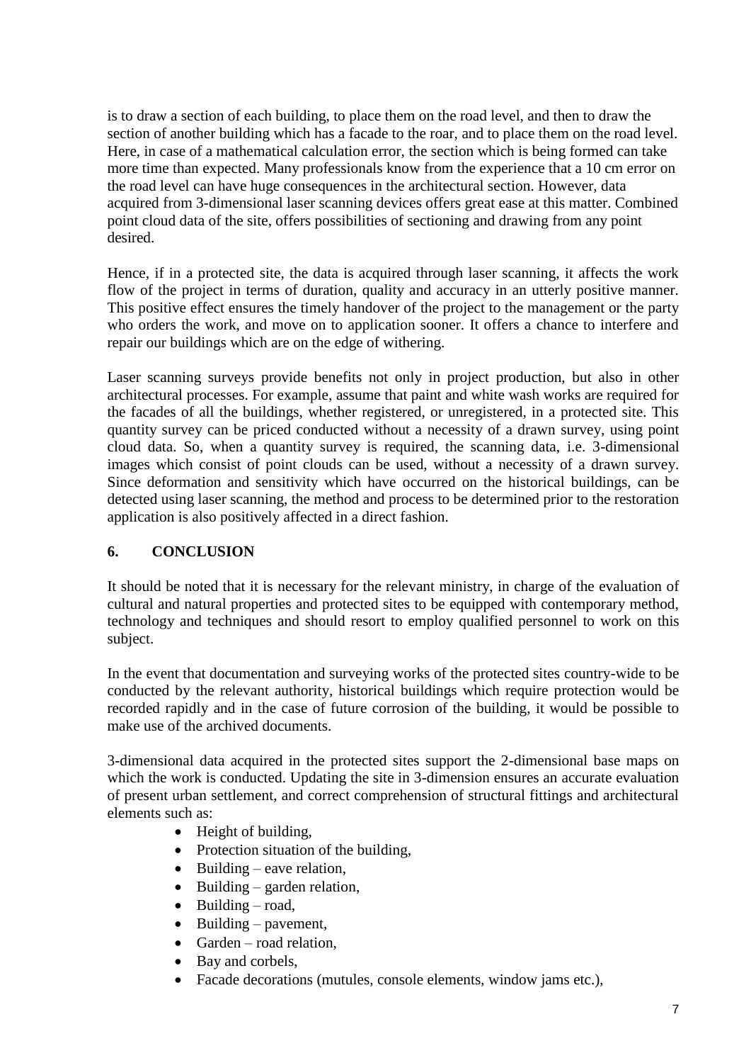is to draw a section of each building, to place them on the road level, and then to draw the section of another building which has a facade to the roar, and to place them on the road level. Here, in case of a mathematical calculation error, the section which is being formed can take more time than expected. Many professionals know from the experience that a 10 cm error on the road level can have huge consequences in the architectural section. However, data acquired from 3-dimensional laser scanning devices offers great ease at this matter. Combined point cloud data of the site, offers possibilities of sectioning and drawing from any point desired.

Hence, if in a protected site, the data is acquired through laser scanning, it affects the work flow of the project in terms of duration, quality and accuracy in an utterly positive manner. This positive effect ensures the timely handover of the project to the management or the party who orders the work, and move on to application sooner. It offers a chance to interfere and repair our buildings which are on the edge of withering.

Laser scanning surveys provide benefits not only in project production, but also in other architectural processes. For example, assume that paint and white wash works are required for the facades of all the buildings, whether registered, or unregistered, in a protected site. This quantity survey can be priced conducted without a necessity of a drawn survey, using point cloud data. So, when a quantity survey is required, the scanning data, i.e. 3-dimensional images which consist of point clouds can be used, without a necessity of a drawn survey. Since deformation and sensitivity which have occurred on the historical buildings, can be detected using laser scanning, the method and process to be determined prior to the restoration application is also positively affected in a direct fashion.

## 6. CONCLUSION

It should be noted that it is necessary for the relevant ministry, in charge of the evaluation of cultural and natural properties and protected sites to be equipped with contemporary method, technology and techniques and should resort to employ qualified personnel to work on this subject.

In the event that documentation and surveying works of the protected sites country-wide to be conducted by the relevant authority, historical buildings which require protection would be recorded rapidly and in the case of future corrosion of the building, it would be possible to make use of the archived documents.

3-dimensional data acquired in the protected sites support the 2-dimensional base maps on which the work is conducted. Updating the site in 3-dimension ensures an accurate evaluation of present urban settlement, and correct comprehension of structural fittings and architectural elements such as:

- Height of building,
- Protection situation of the building,
- Building – eave relation,
- Building – garden relation,
- Building – road,
- Building – pavement,
- Garden – road relation,
- Bay and corbels,
- Facade decorations (mutules, console elements, window jams etc.),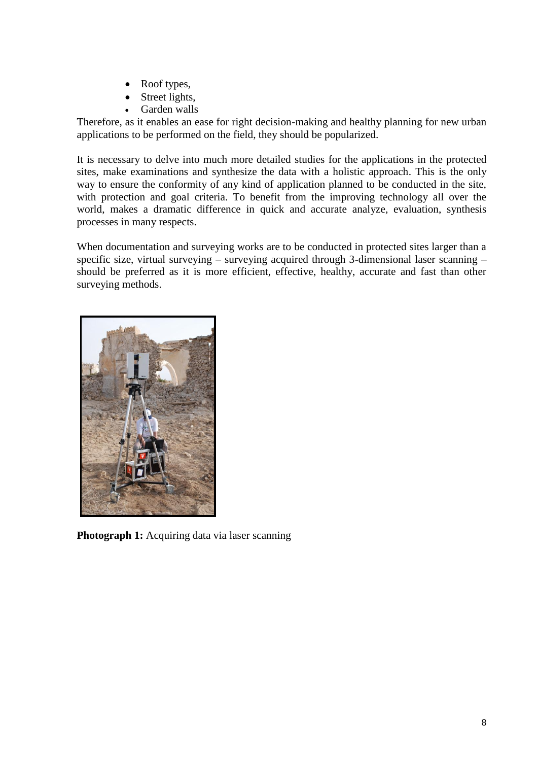- Roof types,
- Street lights,
- Garden walls

Therefore, as it enables an ease for right decision-making and healthy planning for new urban applications to be performed on the field, they should be popularized.

It is necessary to delve into much more detailed studies for the applications in the protected sites, make examinations and synthesize the data with a holistic approach. This is the only way to ensure the conformity of any kind of application planned to be conducted in the site, with protection and goal criteria. To benefit from the improving technology all over the world, makes a dramatic difference in quick and accurate analyze, evaluation, synthesis processes in many respects.

When documentation and surveying works are to be conducted in protected sites larger than a specific size, virtual surveying – surveying acquired through 3-dimensional laser scanning – should be preferred as it is more efficient, effective, healthy, accurate and fast than other surveying methods.

**Photograph 1:** Acquiring data via laser scanning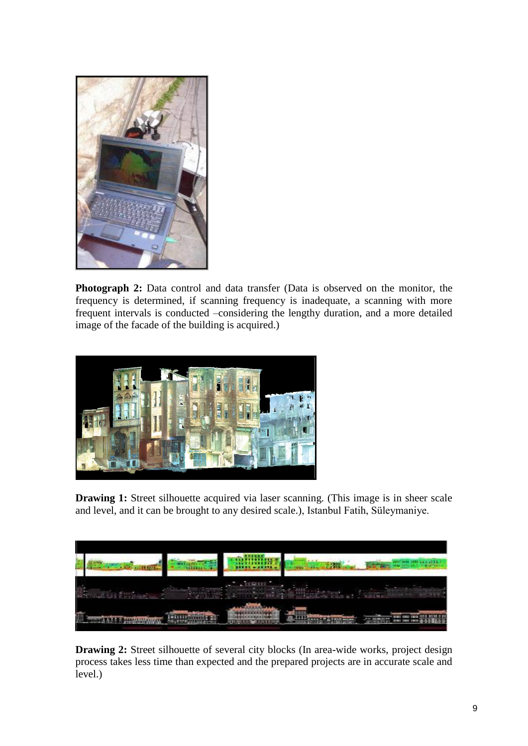**Photograph 2:** Data control and data transfer (Data is observed on the monitor, the frequency is determined, if scanning frequency is inadequate, a scanning with more frequent intervals is conducted –considering the lengthy duration, and a more detailed image of the facade of the building is acquired.)

**Drawing 1:** Street silhouette acquired via laser scanning. (This image is in sheer scale and level, and it can be brought to any desired scale.), Istanbul Fatih, Süleymaniye.

**Drawing 2:** Street silhouette of several city blocks (In area-wide works, project design process takes less time than expected and the prepared projects are in accurate scale and level.)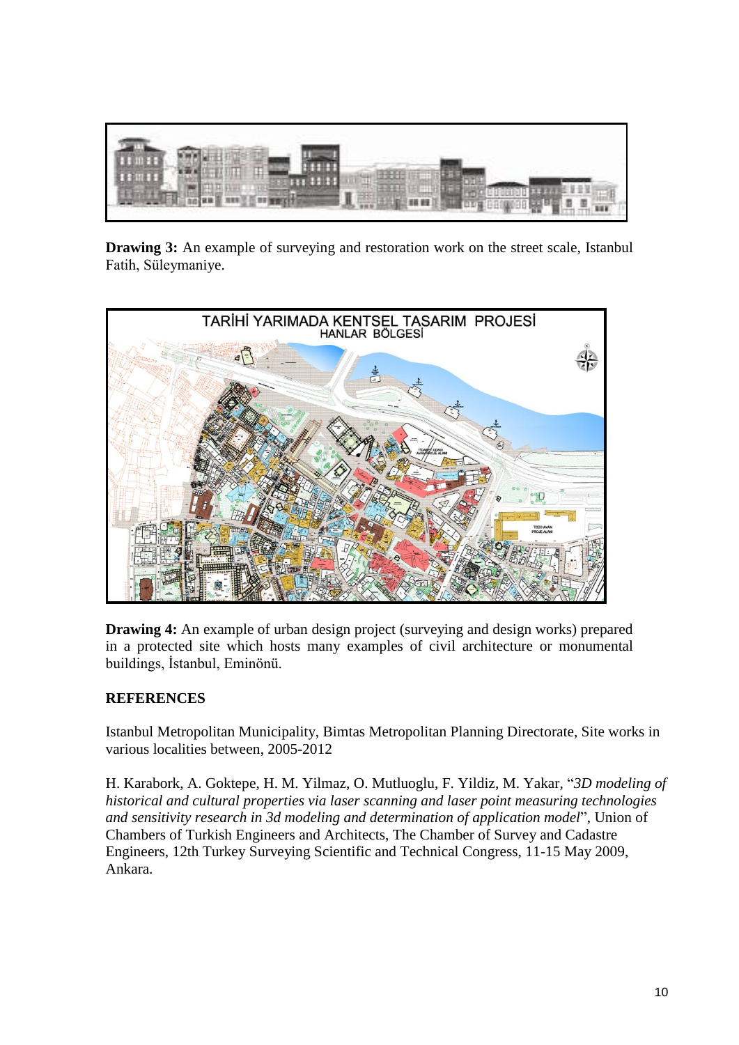**Drawing 3:** An example of surveying and restoration work on the street scale, Istanbul Fatih, Süleymaniye.

TARİHİ YARIMADA KENTSEL TASARIM PROJESİ
HANLAR BÖLGESİ

**Drawing 4:** An example of urban design project (surveying and design works) prepared in a protected site which hosts many examples of civil architecture or monumental buildings, İstanbul, Eminönü.

## REFERENCES

Istanbul Metropolitan Municipality, Bimtas Metropolitan Planning Directorate, Site works in various localities between, 2005-2012

H. Karabork, A. Goktepe, H. M. Yilmaz, O. Mutluoglu, F. Yildiz, M. Yakar, "*3D modeling of historical and cultural properties via laser scanning and laser point measuring technologies and sensitivity research in 3d modeling and determination of application model*", Union of Chambers of Turkish Engineers and Architects, The Chamber of Survey and Cadastre Engineers, 12th Turkey Surveying Scientific and Technical Congress, 11-15 May 2009, Ankara.